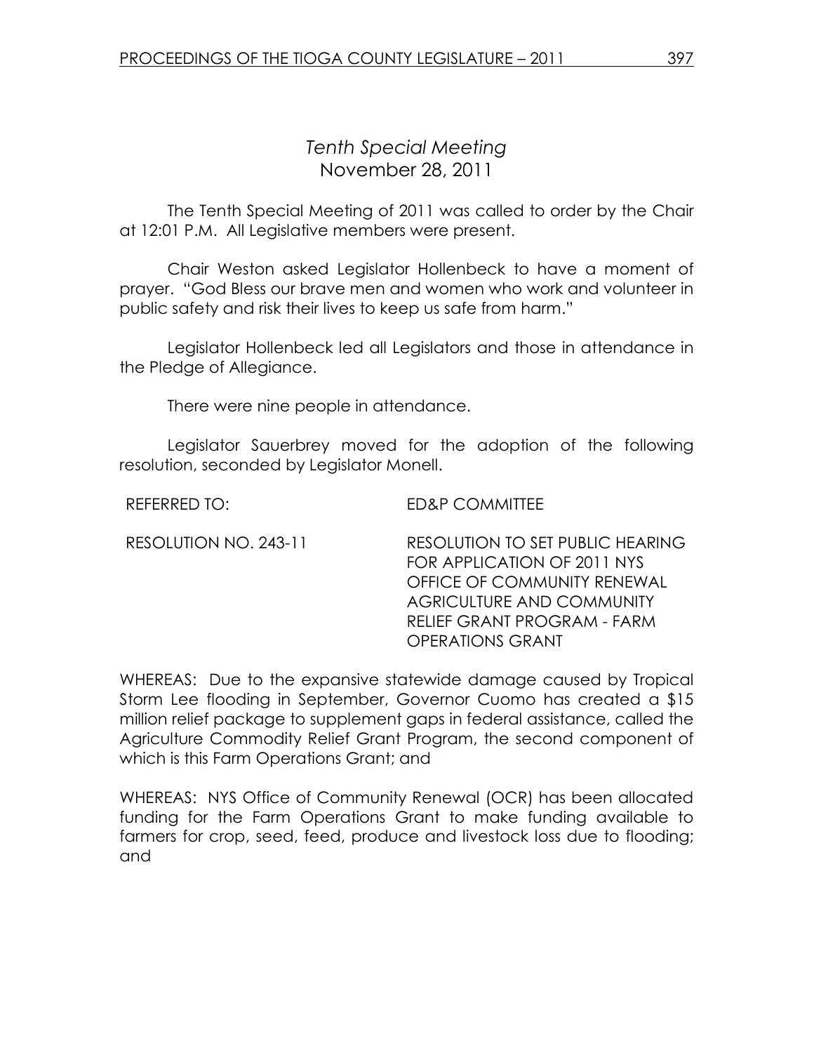# *Tenth Special Meeting*
## November 28, 2011

The Tenth Special Meeting of 2011 was called to order by the Chair at 12:01 P.M. All Legislative members were present.

Chair Weston asked Legislator Hollenbeck to have a moment of prayer. "God Bless our brave men and women who work and volunteer in public safety and risk their lives to keep us safe from harm."

Legislator Hollenbeck led all Legislators and those in attendance in the Pledge of Allegiance.

There were nine people in attendance.

Legislator Sauerbrey moved for the adoption of the following resolution, seconded by Legislator Monell.

REFERRED TO: ED&P COMMITTEE

RESOLUTION NO. 243-11 RESOLUTION TO SET PUBLIC HEARING FOR APPLICATION OF 2011 NYS OFFICE OF COMMUNITY RENEWAL AGRICULTURE AND COMMUNITY RELIEF GRANT PROGRAM - FARM OPERATIONS GRANT

WHEREAS: Due to the expansive statewide damage caused by Tropical Storm Lee flooding in September, Governor Cuomo has created a $15 million relief package to supplement gaps in federal assistance, called the Agriculture Commodity Relief Grant Program, the second component of which is this Farm Operations Grant; and

WHEREAS: NYS Office of Community Renewal (OCR) has been allocated funding for the Farm Operations Grant to make funding available to farmers for crop, seed, feed, produce and livestock loss due to flooding; and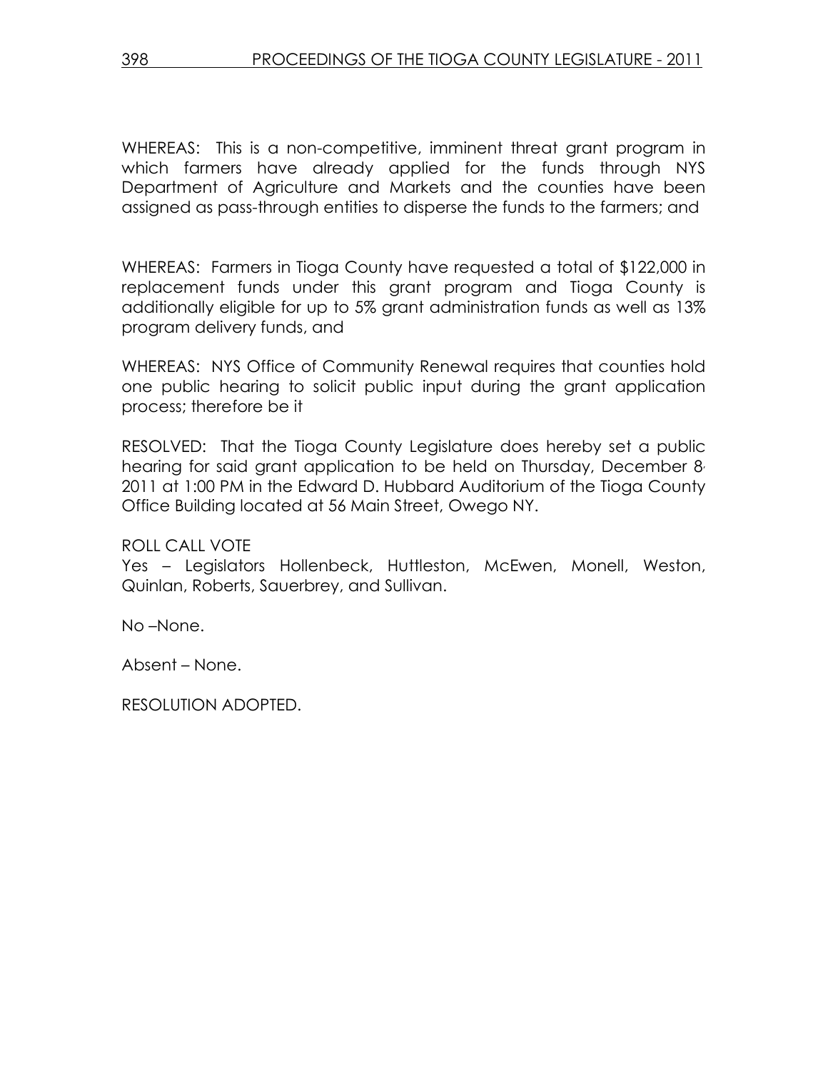WHEREAS: This is a non-competitive, imminent threat grant program in which farmers have already applied for the funds through NYS Department of Agriculture and Markets and the counties have been assigned as pass-through entities to disperse the funds to the farmers; and

WHEREAS: Farmers in Tioga County have requested a total of $122,000 in replacement funds under this grant program and Tioga County is additionally eligible for up to 5% grant administration funds as well as 13% program delivery funds, and

WHEREAS: NYS Office of Community Renewal requires that counties hold one public hearing to solicit public input during the grant application process; therefore be it

RESOLVED: That the Tioga County Legislature does hereby set a public hearing for said grant application to be held on Thursday, December 8, 2011 at 1:00 PM in the Edward D. Hubbard Auditorium of the Tioga County Office Building located at 56 Main Street, Owego NY.

ROLL CALL VOTE
Yes – Legislators Hollenbeck, Huttleston, McEwen, Monell, Weston, Quinlan, Roberts, Sauerbrey, and Sullivan.

No –None.

Absent – None.

RESOLUTION ADOPTED.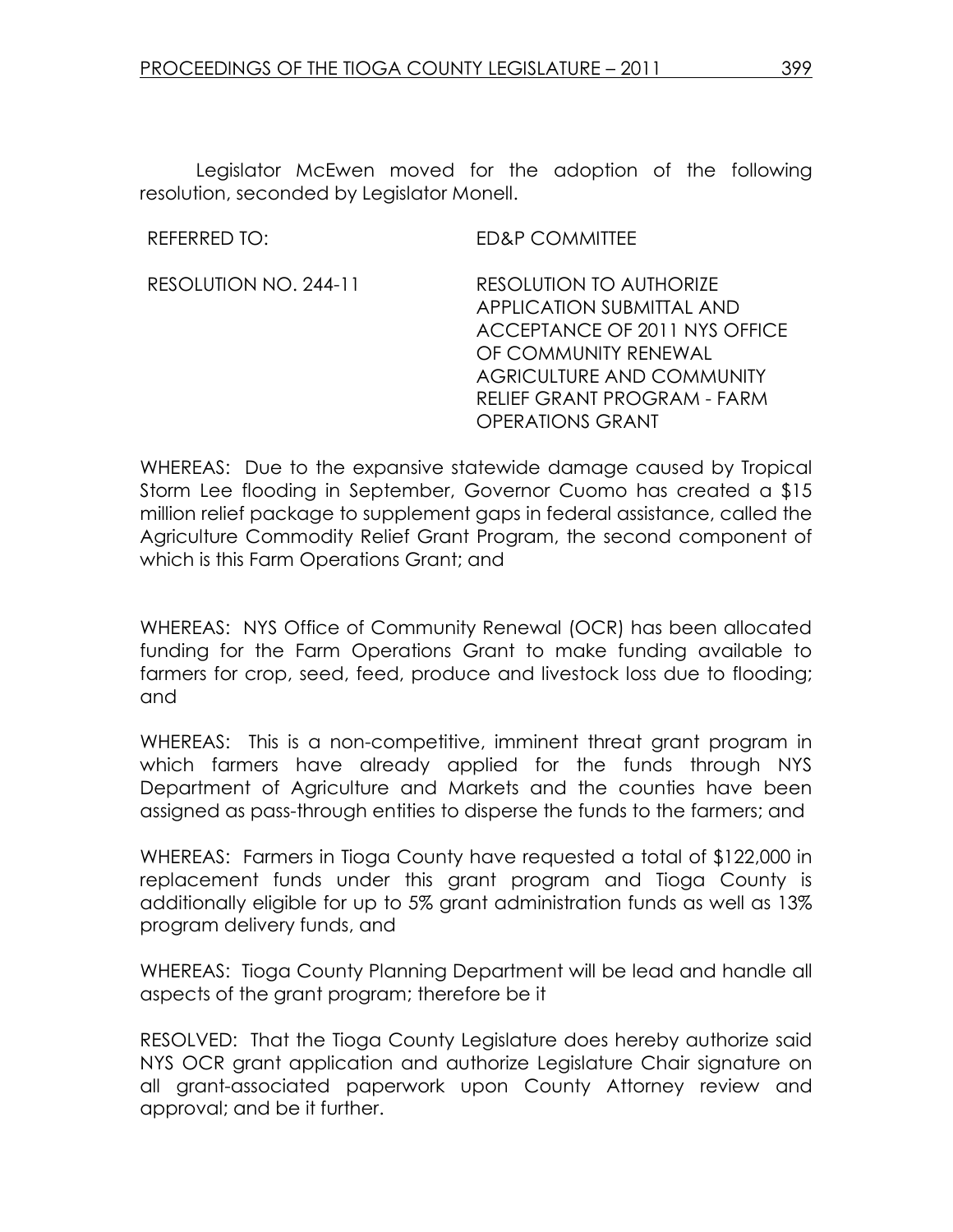Legislator McEwen moved for the adoption of the following resolution, seconded by Legislator Monell.

REFERRED TO: ED&P COMMITTEE

RESOLUTION NO. 244-11 RESOLUTION TO AUTHORIZE APPLICATION SUBMITTAL AND ACCEPTANCE OF 2011 NYS OFFICE OF COMMUNITY RENEWAL AGRICULTURE AND COMMUNITY RELIEF GRANT PROGRAM - FARM OPERATIONS GRANT

WHEREAS: Due to the expansive statewide damage caused by Tropical Storm Lee flooding in September, Governor Cuomo has created a $15 million relief package to supplement gaps in federal assistance, called the Agriculture Commodity Relief Grant Program, the second component of which is this Farm Operations Grant; and

WHEREAS: NYS Office of Community Renewal (OCR) has been allocated funding for the Farm Operations Grant to make funding available to farmers for crop, seed, feed, produce and livestock loss due to flooding; and

WHEREAS: This is a non-competitive, imminent threat grant program in which farmers have already applied for the funds through NYS Department of Agriculture and Markets and the counties have been assigned as pass-through entities to disperse the funds to the farmers; and

WHEREAS: Farmers in Tioga County have requested a total of $122,000 in replacement funds under this grant program and Tioga County is additionally eligible for up to 5% grant administration funds as well as 13% program delivery funds, and

WHEREAS: Tioga County Planning Department will be lead and handle all aspects of the grant program; therefore be it

RESOLVED: That the Tioga County Legislature does hereby authorize said NYS OCR grant application and authorize Legislature Chair signature on all grant-associated paperwork upon County Attorney review and approval; and be it further.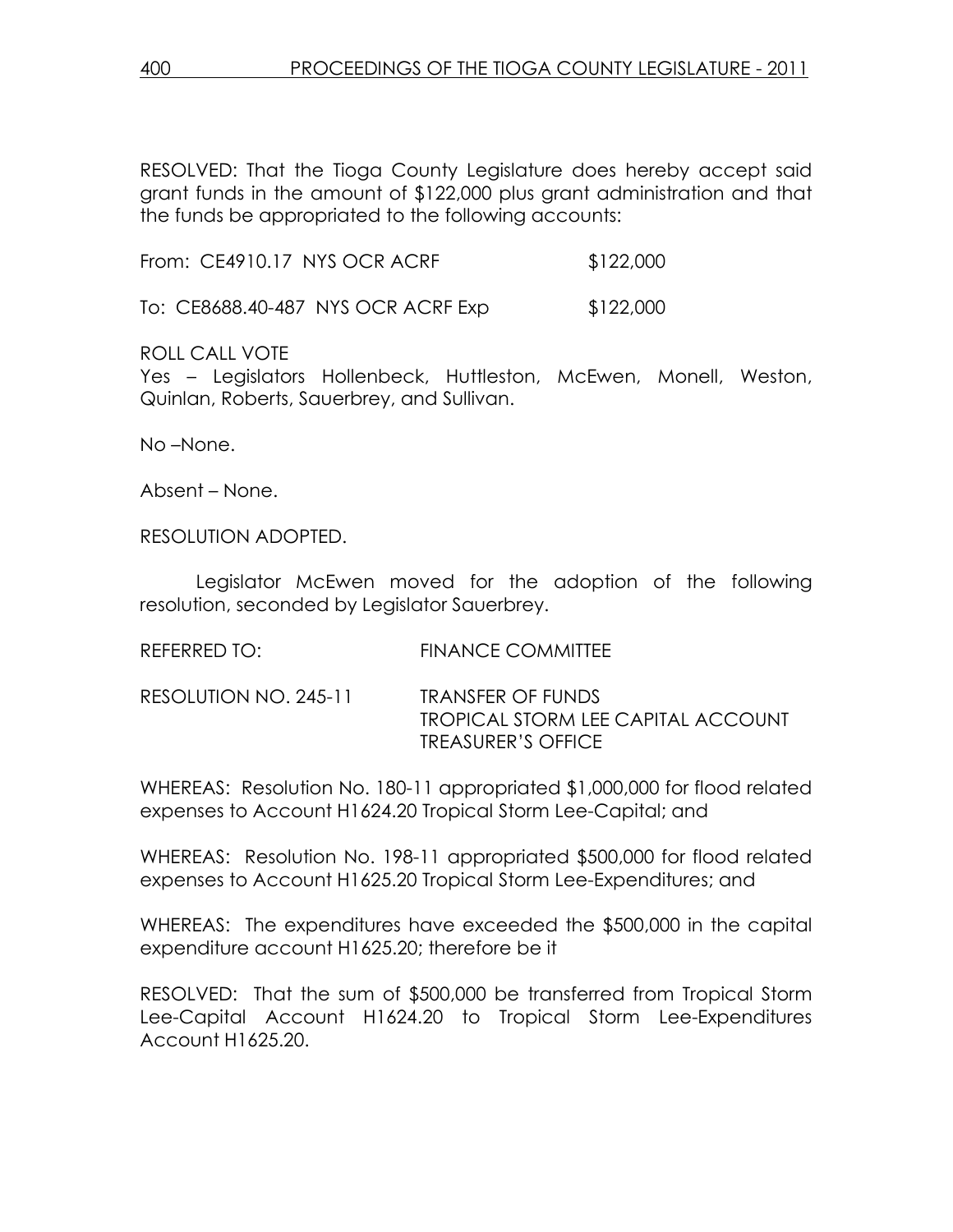RESOLVED: That the Tioga County Legislature does hereby accept said grant funds in the amount of $122,000 plus grant administration and that the funds be appropriated to the following accounts:

From: CE4910.17 NYS OCR ACRF $122,000

To: CE8688.40-487 NYS OCR ACRF Exp $122,000

ROLL CALL VOTE
Yes – Legislators Hollenbeck, Huttleston, McEwen, Monell, Weston, Quinlan, Roberts, Sauerbrey, and Sullivan.

No –None.

Absent – None.

RESOLUTION ADOPTED.

Legislator McEwen moved for the adoption of the following resolution, seconded by Legislator Sauerbrey.

REFERRED TO: FINANCE COMMITTEE

RESOLUTION NO. 245-11 TRANSFER OF FUNDS
TROPICAL STORM LEE CAPITAL ACCOUNT
TREASURER'S OFFICE

WHEREAS: Resolution No. 180-11 appropriated $1,000,000 for flood related expenses to Account H1624.20 Tropical Storm Lee-Capital; and

WHEREAS: Resolution No. 198-11 appropriated $500,000 for flood related expenses to Account H1625.20 Tropical Storm Lee-Expenditures; and

WHEREAS: The expenditures have exceeded the $500,000 in the capital expenditure account H1625.20; therefore be it

RESOLVED: That the sum of $500,000 be transferred from Tropical Storm Lee-Capital Account H1624.20 to Tropical Storm Lee-Expenditures Account H1625.20.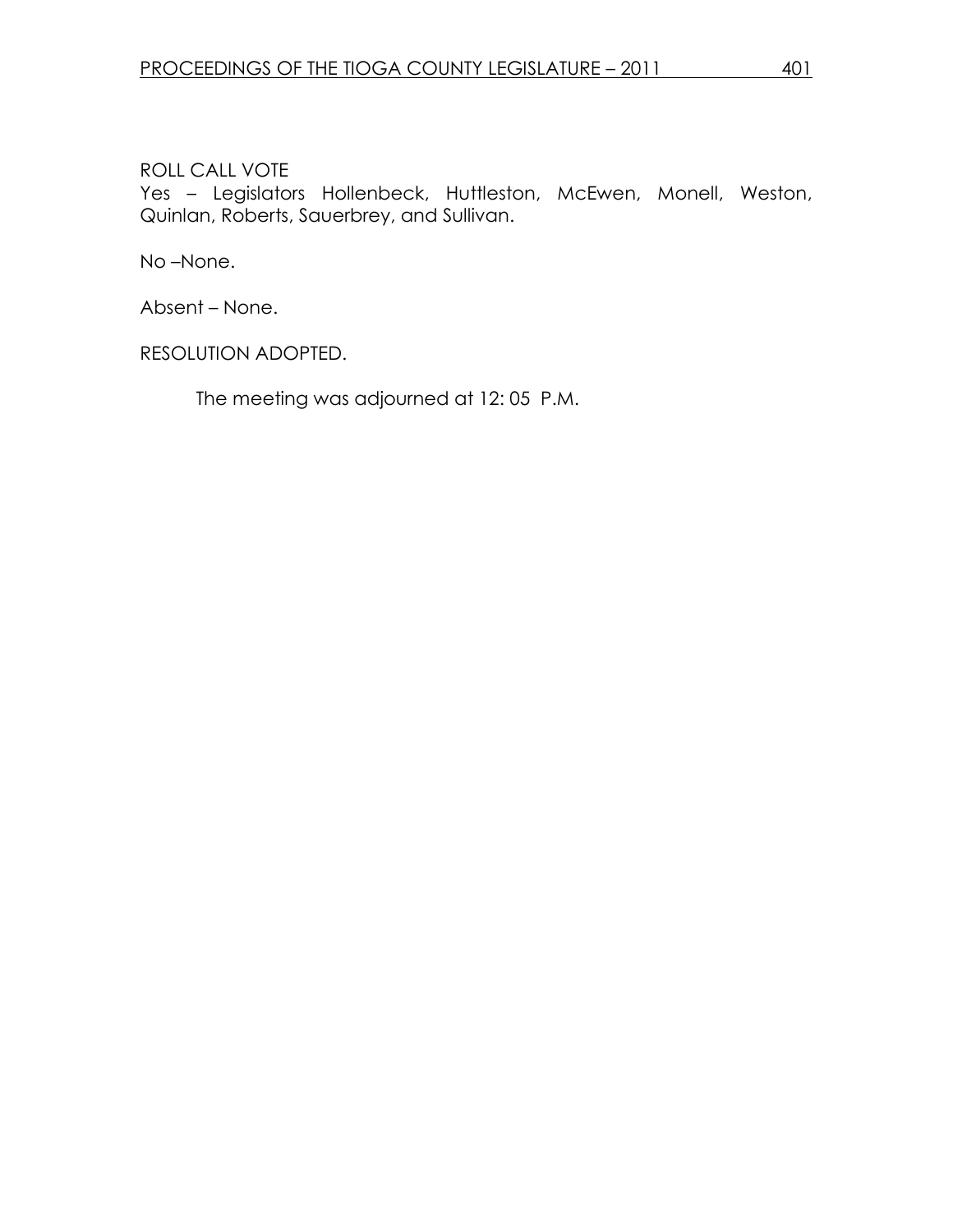ROLL CALL VOTE
Yes – Legislators Hollenbeck, Huttleston, McEwen, Monell, Weston, Quinlan, Roberts, Sauerbrey, and Sullivan.

No –None.

Absent – None.

RESOLUTION ADOPTED.

The meeting was adjourned at 12: 05 P.M.